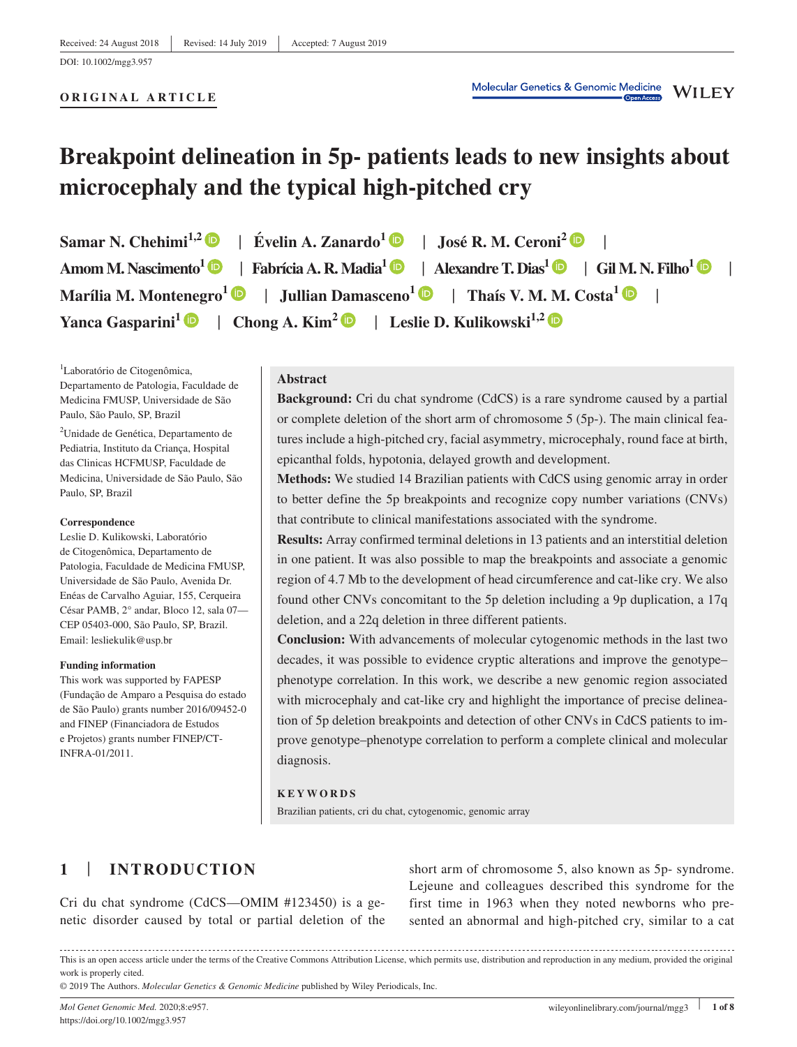Received: 24 August 2018 | Revised: 14 July 2019 | Accepted: 7 August 2019

DOI: 10.1002/mgg3.957

**ORIGINAL ARTICLE**

# Breakpoint delineation in 5p- patients leads to new insights about microcephaly and the typical high-pitched cry

**Samar N. Chehimi[1,2] | Évelin A. Zanardo[1] | José R. M. Ceroni[2] | Amom M. Nascimento[1] | Fabrícia A. R. Madia[1] | Alexandre T. Dias[1] | Gil M. N. Filho[1] | Marília M. Montenegro[1] | Jullian Damasceno[1] | Thaís V. M. M. Costa[1] | Yanca Gasparini[1] | Chong A. Kim[2] | Leslie D. Kulikowski[1,2]**

[1]Laboratório de Citogenômica, Departamento de Patologia, Faculdade de Medicina FMUSP, Universidade de São Paulo, São Paulo, SP, Brazil

[2]Unidade de Genética, Departamento de Pediatria, Instituto da Criança, Hospital das Clinicas HCFMUSP, Faculdade de Medicina, Universidade de São Paulo, São Paulo, SP, Brazil

**Correspondence**
Leslie D. Kulikowski, Laboratório de Citogenômica, Departamento de Patologia, Faculdade de Medicina FMUSP, Universidade de São Paulo, Avenida Dr. Enéas de Carvalho Aguiar, 155, Cerqueira César PAMB, 2° andar, Bloco 12, sala 07—CEP 05403-000, São Paulo, SP, Brazil.
Email: lesliekulik@usp.br

**Funding information**
This work was supported by FAPESP (Fundação de Amparo a Pesquisa do estado de São Paulo) grants number 2016/09452-0 and FINEP (Financiadora de Estudos e Projetos) grants number FINEP/CT-INFRA-01/2011.

## Abstract

**Background:** Cri du chat syndrome (CdCS) is a rare syndrome caused by a partial or complete deletion of the short arm of chromosome 5 (5p-). The main clinical features include a high-pitched cry, facial asymmetry, microcephaly, round face at birth, epicanthal folds, hypotonia, delayed growth and development.

**Methods:** We studied 14 Brazilian patients with CdCS using genomic array in order to better define the 5p breakpoints and recognize copy number variations (CNVs) that contribute to clinical manifestations associated with the syndrome.

**Results:** Array confirmed terminal deletions in 13 patients and an interstitial deletion in one patient. It was also possible to map the breakpoints and associate a genomic region of 4.7 Mb to the development of head circumference and cat-like cry. We also found other CNVs concomitant to the 5p deletion including a 9p duplication, a 17q deletion, and a 22q deletion in three different patients.

**Conclusion:** With advancements of molecular cytogenomic methods in the last two decades, it was possible to evidence cryptic alterations and improve the genotype–phenotype correlation. In this work, we describe a new genomic region associated with microcephaly and cat-like cry and highlight the importance of precise delineation of 5p deletion breakpoints and detection of other CNVs in CdCS patients to improve genotype–phenotype correlation to perform a complete clinical and molecular diagnosis.

**KEYWORDS**

Brazilian patients, cri du chat, cytogenomic, genomic array

## 1 | INTRODUCTION

Cri du chat syndrome (CdCS—OMIM #123450) is a genetic disorder caused by total or partial deletion of the short arm of chromosome 5, also known as 5p- syndrome. Lejeune and colleagues described this syndrome for the first time in 1963 when they noted newborns who presented an abnormal and high-pitched cry, similar to a cat

This is an open access article under the terms of the Creative Commons Attribution License, which permits use, distribution and reproduction in any medium, provided the original work is properly cited.
© 2019 The Authors. *Molecular Genetics & Genomic Medicine* published by Wiley Periodicals, Inc.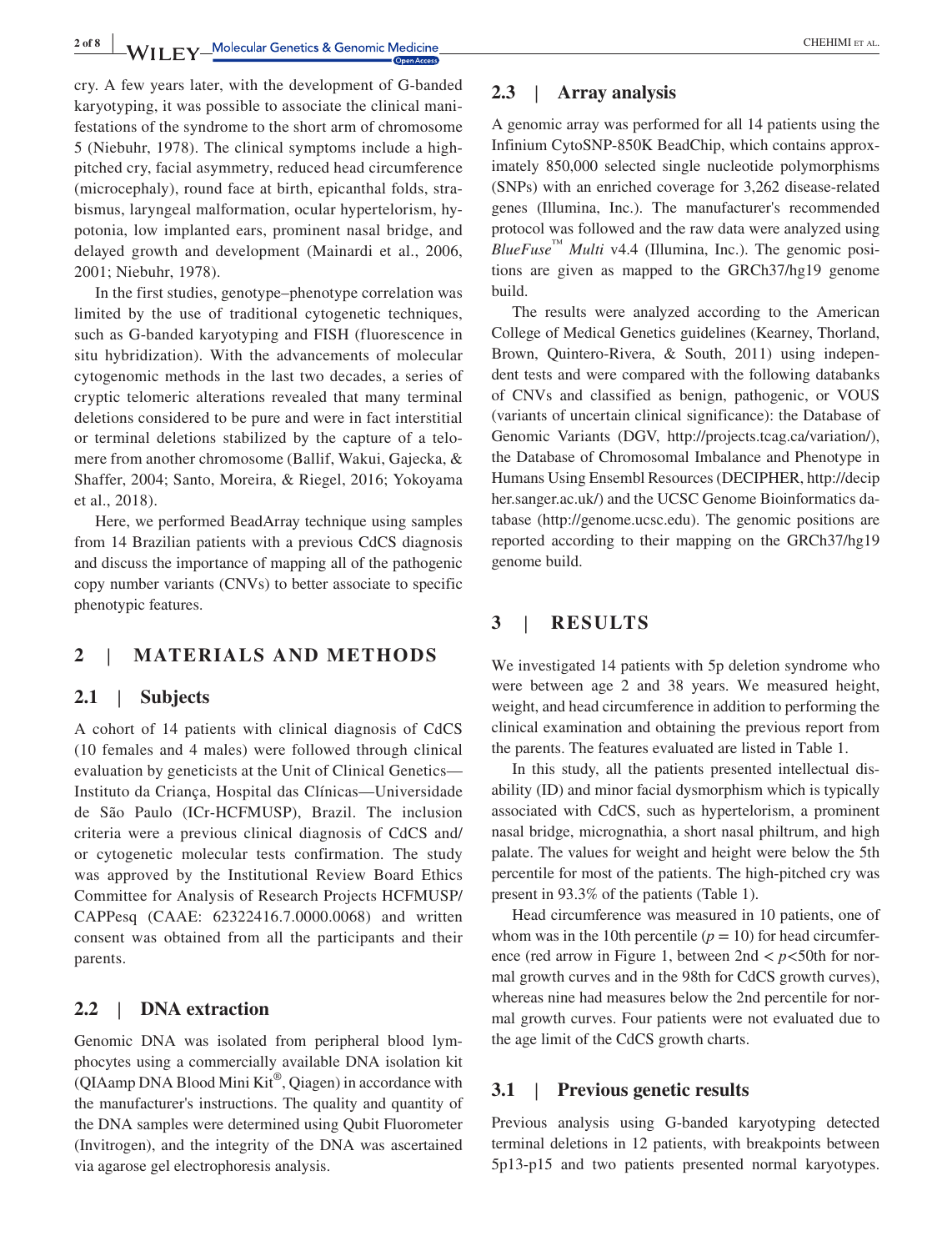cry. A few years later, with the development of G-banded karyotyping, it was possible to associate the clinical manifestations of the syndrome to the short arm of chromosome 5 (Niebuhr, 1978). The clinical symptoms include a high-pitched cry, facial asymmetry, reduced head circumference (microcephaly), round face at birth, epicanthal folds, strabismus, laryngeal malformation, ocular hypertelorism, hypotonia, low implanted ears, prominent nasal bridge, and delayed growth and development (Mainardi et al., 2006, 2001; Niebuhr, 1978).

In the first studies, genotype–phenotype correlation was limited by the use of traditional cytogenetic techniques, such as G-banded karyotyping and FISH (fluorescence in situ hybridization). With the advancements of molecular cytogenomic methods in the last two decades, a series of cryptic telomeric alterations revealed that many terminal deletions considered to be pure and were in fact interstitial or terminal deletions stabilized by the capture of a telomere from another chromosome (Ballif, Wakui, Gajecka, & Shaffer, 2004; Santo, Moreira, & Riegel, 2016; Yokoyama et al., 2018).

Here, we performed BeadArray technique using samples from 14 Brazilian patients with a previous CdCS diagnosis and discuss the importance of mapping all of the pathogenic copy number variants (CNVs) to better associate to specific phenotypic features.

## 2 | MATERIALS AND METHODS

### 2.1 | Subjects

A cohort of 14 patients with clinical diagnosis of CdCS (10 females and 4 males) were followed through clinical evaluation by geneticists at the Unit of Clinical Genetics—Instituto da Criança, Hospital das Clínicas—Universidade de São Paulo (ICr-HCFMUSP), Brazil. The inclusion criteria were a previous clinical diagnosis of CdCS and/or cytogenetic molecular tests confirmation. The study was approved by the Institutional Review Board Ethics Committee for Analysis of Research Projects HCFMUSP/CAPPesq (CAAE: 62322416.7.0000.0068) and written consent was obtained from all the participants and their parents.

### 2.2 | DNA extraction

Genomic DNA was isolated from peripheral blood lymphocytes using a commercially available DNA isolation kit (QIAamp DNA Blood Mini Kit®, Qiagen) in accordance with the manufacturer's instructions. The quality and quantity of the DNA samples were determined using Qubit Fluorometer (Invitrogen), and the integrity of the DNA was ascertained via agarose gel electrophoresis analysis.

### 2.3 | Array analysis

A genomic array was performed for all 14 patients using the Infinium CytoSNP-850K BeadChip, which contains approximately 850,000 selected single nucleotide polymorphisms (SNPs) with an enriched coverage for 3,262 disease-related genes (Illumina, Inc.). The manufacturer's recommended protocol was followed and the raw data were analyzed using *BlueFuse*™ *Multi* v4.4 (Illumina, Inc.). The genomic positions are given as mapped to the GRCh37/hg19 genome build.

The results were analyzed according to the American College of Medical Genetics guidelines (Kearney, Thorland, Brown, Quintero-Rivera, & South, 2011) using independent tests and were compared with the following databanks of CNVs and classified as benign, pathogenic, or VOUS (variants of uncertain clinical significance): the Database of Genomic Variants (DGV, http://projects.tcag.ca/variation/), the Database of Chromosomal Imbalance and Phenotype in Humans Using Ensembl Resources (DECIPHER, http://decipher.sanger.ac.uk/) and the UCSC Genome Bioinformatics database (http://genome.ucsc.edu). The genomic positions are reported according to their mapping on the GRCh37/hg19 genome build.

## 3 | RESULTS

We investigated 14 patients with 5p deletion syndrome who were between age 2 and 38 years. We measured height, weight, and head circumference in addition to performing the clinical examination and obtaining the previous report from the parents. The features evaluated are listed in Table 1.

In this study, all the patients presented intellectual disability (ID) and minor facial dysmorphism which is typically associated with CdCS, such as hypertelorism, a prominent nasal bridge, micrognathia, a short nasal philtrum, and high palate. The values for weight and height were below the 5th percentile for most of the patients. The high-pitched cry was present in 93.3% of the patients (Table 1).

Head circumference was measured in 10 patients, one of whom was in the 10th percentile ($p = 10$) for head circumference (red arrow in Figure 1, between 2nd $< p <$50th for normal growth curves and in the 98th for CdCS growth curves), whereas nine had measures below the 2nd percentile for normal growth curves. Four patients were not evaluated due to the age limit of the CdCS growth charts.

### 3.1 | Previous genetic results

Previous analysis using G-banded karyotyping detected terminal deletions in 12 patients, with breakpoints between 5p13-p15 and two patients presented normal karyotypes.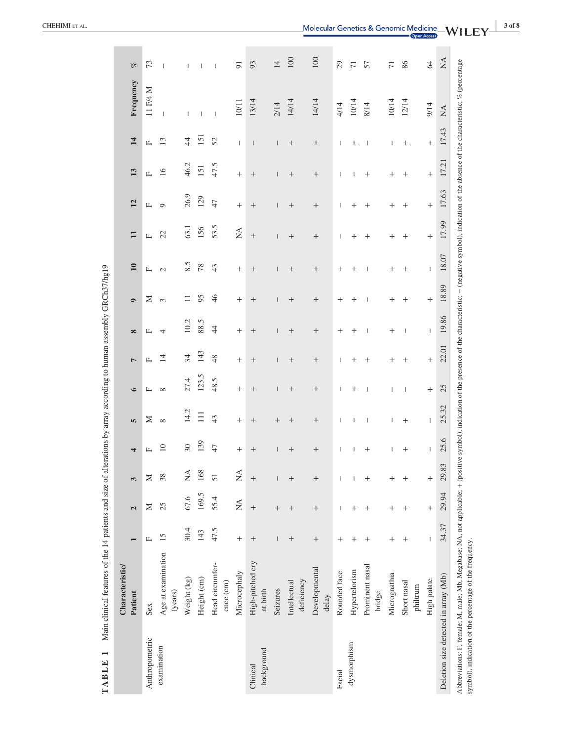**TABLE 1** Main clinical features of the 14 patients and size of alterations by array according to human assembly GRCh37/hg19

| | Characteristic/ Patient | 1 | 2 | 3 | 4 | 5 | 6 | 7 | 8 | 9 | 10 | 11 | 12 | 13 | 14 | Frequency | % |
|---|---|---|---|---|---|---|---|---|---|---|---|---|---|---|---|---|---|
| Anthropometric examination | Sex | F | M | M | F | M | F | F | F | M | F | F | F | F | F | 11 F/4 M | 73 |
| | Age at examination (years) | 15 | 25 | 38 | 10 | 8 | 8 | 14 | 4 | 3 | 2 | 22 | 9 | 16 | 13 | – | – |
| | Weight (kg) | 30.4 | 67.6 | NA | 30 | 14.2 | 27.4 | 34 | 10.2 | 11 | 8.5 | 63.1 | 26.9 | 46.2 | 44 | – | – |
| | Height (cm) | 143 | 169.5 | 168 | 139 | 111 | 123.5 | 143 | 88.5 | 95 | 78 | 156 | 129 | 151 | 151 | – | – |
| | Head circumference (cm) | 47.5 | 55.4 | 51 | 47 | 43 | 48.5 | 48 | 44 | 46 | 43 | 53.5 | 47 | 47.5 | 52 | – | – |
| | Microcephaly | + | NA | NA | + | + | + | + | + | + | + | NA | + | + | – | 10/11 | 91 |
| Clinical background | High-pitched cry at birth | + | + | + | + | + | + | + | + | + | + | + | + | + | – | 13/14 | 93 |
| | Seizures | – | + | – | – | + | – | – | – | – | – | – | – | – | – | 2/14 | 14 |
| | Intellectual deficiency | + | + | + | + | + | + | + | + | + | + | + | + | + | + | 14/14 | 100 |
| | Developmental delay | + | + | + | + | + | + | + | + | + | + | + | + | + | + | 14/14 | 100 |
| Facial dysmorphism | Rounded face | + | – | – | – | – | – | – | + | + | + | – | – | – | – | 4/14 | 29 |
| | Hypertelorism | + | + | – | – | – | + | + | + | + | + | + | + | – | + | 10/14 | 71 |
| | Prominent nasal bridge | + | + | + | + | – | – | + | – | – | – | + | + | + | – | 8/14 | 57 |
| | Micrognathia | + | + | + | – | – | – | + | + | + | + | + | + | + | – | 10/14 | 71 |
| | Short nasal philtrum | + | + | + | + | + | – | + | – | + | + | + | + | + | + | 12/14 | 86 |
| | High palate | – | + | + | – | – | + | + | – | + | – | + | + | + | + | 9/14 | 64 |
| Deletion size detected in array (Mb) | | 34.37 | 29.94 | 29.83 | 25.6 | 25.32 | 25 | 22.01 | 19.86 | 18.89 | 18.07 | 17.99 | 17.63 | 17.21 | 17.43 | NA | NA |

Abbreviations: F, female; M, male; Mb, Megabase; NA, not applicable; + (positive symbol), indication of the presence of the characteristic; − (negative symbol), indication of the absence of the characteristic; % (percentage symbol), indication of the percentage of the frequency.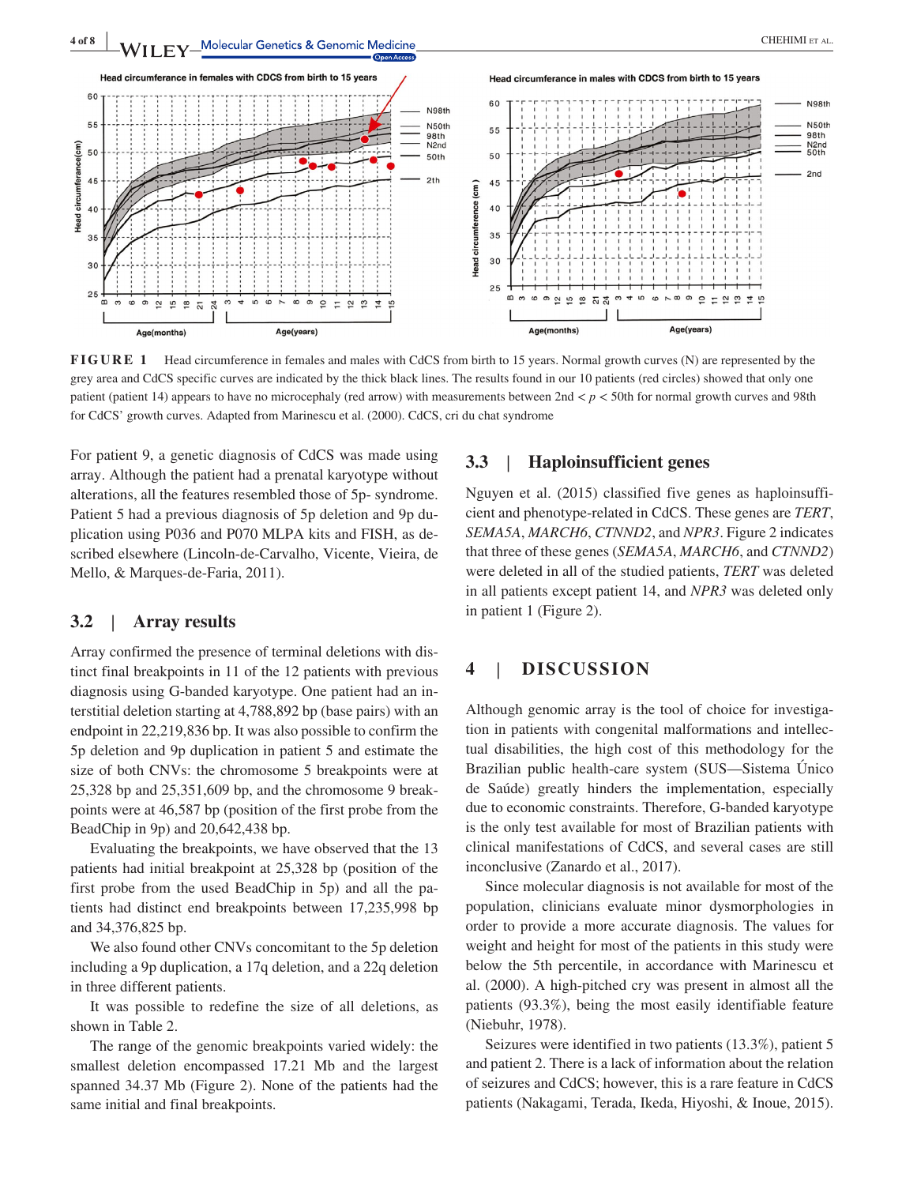**FIGURE 1** Head circumference in females and males with CdCS from birth to 15 years. Normal growth curves (N) are represented by the grey area and CdCS specific curves are indicated by the thick black lines. The results found in our 10 patients (red circles) showed that only one patient (patient 14) appears to have no microcephaly (red arrow) with measurements between 2nd < *p* < 50th for normal growth curves and 98th for CdCS' growth curves. Adapted from Marinescu et al. (2000). CdCS, cri du chat syndrome

For patient 9, a genetic diagnosis of CdCS was made using array. Although the patient had a prenatal karyotype without alterations, all the features resembled those of 5p- syndrome. Patient 5 had a previous diagnosis of 5p deletion and 9p duplication using P036 and P070 MLPA kits and FISH, as described elsewhere (Lincoln-de-Carvalho, Vicente, Vieira, de Mello, & Marques-de-Faria, 2011).

### 3.2 | Array results

Array confirmed the presence of terminal deletions with distinct final breakpoints in 11 of the 12 patients with previous diagnosis using G-banded karyotype. One patient had an interstitial deletion starting at 4,788,892 bp (base pairs) with an endpoint in 22,219,836 bp. It was also possible to confirm the 5p deletion and 9p duplication in patient 5 and estimate the size of both CNVs: the chromosome 5 breakpoints were at 25,328 bp and 25,351,609 bp, and the chromosome 9 breakpoints were at 46,587 bp (position of the first probe from the BeadChip in 9p) and 20,642,438 bp.

Evaluating the breakpoints, we have observed that the 13 patients had initial breakpoint at 25,328 bp (position of the first probe from the used BeadChip in 5p) and all the patients had distinct end breakpoints between 17,235,998 bp and 34,376,825 bp.

We also found other CNVs concomitant to the 5p deletion including a 9p duplication, a 17q deletion, and a 22q deletion in three different patients.

It was possible to redefine the size of all deletions, as shown in Table 2.

The range of the genomic breakpoints varied widely: the smallest deletion encompassed 17.21 Mb and the largest spanned 34.37 Mb (Figure 2). None of the patients had the same initial and final breakpoints.

### 3.3 | Haploinsufficient genes

Nguyen et al. (2015) classified five genes as haploinsufficient and phenotype-related in CdCS. These genes are *TERT*, *SEMA5A*, *MARCH6*, *CTNND2*, and *NPR3*. Figure 2 indicates that three of these genes (*SEMA5A*, *MARCH6*, and *CTNND2*) were deleted in all of the studied patients, *TERT* was deleted in all patients except patient 14, and *NPR3* was deleted only in patient 1 (Figure 2).

## 4 | DISCUSSION

Although genomic array is the tool of choice for investigation in patients with congenital malformations and intellectual disabilities, the high cost of this methodology for the Brazilian public health-care system (SUS—Sistema Único de Saúde) greatly hinders the implementation, especially due to economic constraints. Therefore, G-banded karyotype is the only test available for most of Brazilian patients with clinical manifestations of CdCS, and several cases are still inconclusive (Zanardo et al., 2017).

Since molecular diagnosis is not available for most of the population, clinicians evaluate minor dysmorphologies in order to provide a more accurate diagnosis. The values for weight and height for most of the patients in this study were below the 5th percentile, in accordance with Marinescu et al. (2000). A high-pitched cry was present in almost all the patients (93.3%), being the most easily identifiable feature (Niebuhr, 1978).

Seizures were identified in two patients (13.3%), patient 5 and patient 2. There is a lack of information about the relation of seizures and CdCS; however, this is a rare feature in CdCS patients (Nakagami, Terada, Ikeda, Hiyoshi, & Inoue, 2015).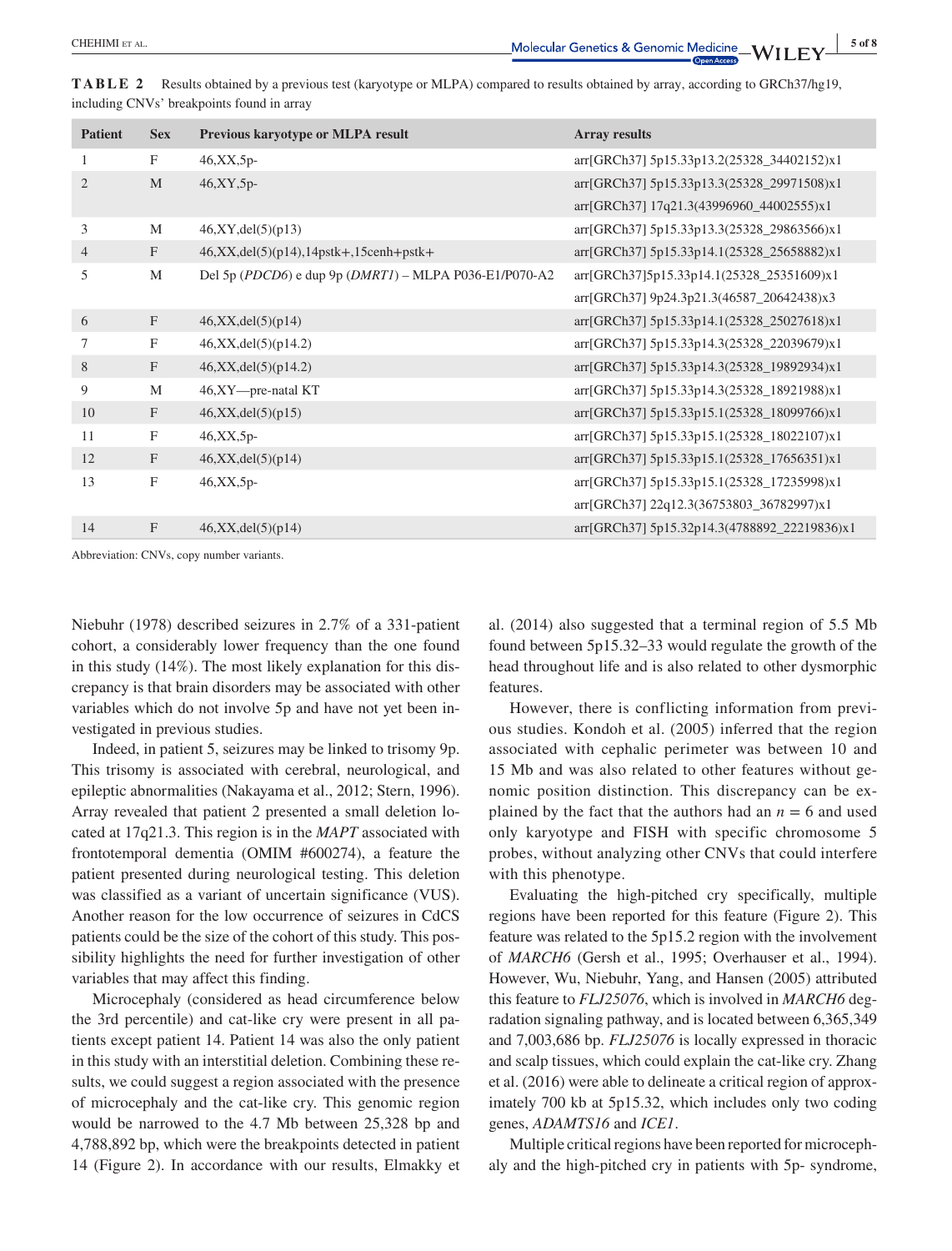**TABLE 2** Results obtained by a previous test (karyotype or MLPA) compared to results obtained by array, according to GRCh37/hg19, including CNVs' breakpoints found in array

| Patient | Sex | Previous karyotype or MLPA result | Array results |
|---|---|---|---|
| 1 | F | 46,XX,5p- | arr[GRCh37] 5p15.33p13.2(25328_34402152)x1 |
| 2 | M | 46,XY,5p- | arr[GRCh37] 5p15.33p13.3(25328_29971508)x1 |
| | | | arr[GRCh37] 17q21.3(43996960_44002555)x1 |
| 3 | M | 46,XY,del(5)(p13) | arr[GRCh37] 5p15.33p13.3(25328_29863566)x1 |
| 4 | F | 46,XX,del(5)(p14),14pstk+,15cenh+pstk+ | arr[GRCh37] 5p15.33p14.1(25328_25658882)x1 |
| 5 | M | Del 5p (*PDCD6*) e dup 9p (*DMRT1*) – MLPA P036-E1/P070-A2 | arr[GRCh37]5p15.33p14.1(25328_25351609)x1 |
| | | | arr[GRCh37] 9p24.3p21.3(46587_20642438)x3 |
| 6 | F | 46,XX,del(5)(p14) | arr[GRCh37] 5p15.33p14.1(25328_25027618)x1 |
| 7 | F | 46,XX,del(5)(p14.2) | arr[GRCh37] 5p15.33p14.3(25328_22039679)x1 |
| 8 | F | 46,XX,del(5)(p14.2) | arr[GRCh37] 5p15.33p14.3(25328_19892934)x1 |
| 9 | M | 46,XY—pre-natal KT | arr[GRCh37] 5p15.33p14.3(25328_18921988)x1 |
| 10 | F | 46,XX,del(5)(p15) | arr[GRCh37] 5p15.33p15.1(25328_18099766)x1 |
| 11 | F | 46,XX,5p- | arr[GRCh37] 5p15.33p15.1(25328_18022107)x1 |
| 12 | F | 46,XX,del(5)(p14) | arr[GRCh37] 5p15.33p15.1(25328_17656351)x1 |
| 13 | F | 46,XX,5p- | arr[GRCh37] 5p15.33p15.1(25328_17235998)x1 |
| | | | arr[GRCh37] 22q12.3(36753803_36782997)x1 |
| 14 | F | 46,XX,del(5)(p14) | arr[GRCh37] 5p15.32p14.3(4788892_22219836)x1 |

Abbreviation: CNVs, copy number variants.

Niebuhr (1978) described seizures in 2.7% of a 331-patient cohort, a considerably lower frequency than the one found in this study (14%). The most likely explanation for this discrepancy is that brain disorders may be associated with other variables which do not involve 5p and have not yet been investigated in previous studies.

Indeed, in patient 5, seizures may be linked to trisomy 9p. This trisomy is associated with cerebral, neurological, and epileptic abnormalities (Nakayama et al., 2012; Stern, 1996). Array revealed that patient 2 presented a small deletion located at 17q21.3. This region is in the *MAPT* associated with frontotemporal dementia (OMIM #600274), a feature the patient presented during neurological testing. This deletion was classified as a variant of uncertain significance (VUS). Another reason for the low occurrence of seizures in CdCS patients could be the size of the cohort of this study. This possibility highlights the need for further investigation of other variables that may affect this finding.

Microcephaly (considered as head circumference below the 3rd percentile) and cat-like cry were present in all patients except patient 14. Patient 14 was also the only patient in this study with an interstitial deletion. Combining these results, we could suggest a region associated with the presence of microcephaly and the cat-like cry. This genomic region would be narrowed to the 4.7 Mb between 25,328 bp and 4,788,892 bp, which were the breakpoints detected in patient 14 (Figure 2). In accordance with our results, Elmakky et al. (2014) also suggested that a terminal region of 5.5 Mb found between 5p15.32–33 would regulate the growth of the head throughout life and is also related to other dysmorphic features.

However, there is conflicting information from previous studies. Kondoh et al. (2005) inferred that the region associated with cephalic perimeter was between 10 and 15 Mb and was also related to other features without genomic position distinction. This discrepancy can be explained by the fact that the authors had an $n = 6$ and used only karyotype and FISH with specific chromosome 5 probes, without analyzing other CNVs that could interfere with this phenotype.

Evaluating the high-pitched cry specifically, multiple regions have been reported for this feature (Figure 2). This feature was related to the 5p15.2 region with the involvement of *MARCH6* (Gersh et al., 1995; Overhauser et al., 1994). However, Wu, Niebuhr, Yang, and Hansen (2005) attributed this feature to *FLJ25076*, which is involved in *MARCH6* degradation signaling pathway, and is located between 6,365,349 and 7,003,686 bp. *FLJ25076* is locally expressed in thoracic and scalp tissues, which could explain the cat-like cry. Zhang et al. (2016) were able to delineate a critical region of approximately 700 kb at 5p15.32, which includes only two coding genes, *ADAMTS16* and *ICE1*.

Multiple critical regions have been reported for microcephaly and the high-pitched cry in patients with 5p- syndrome,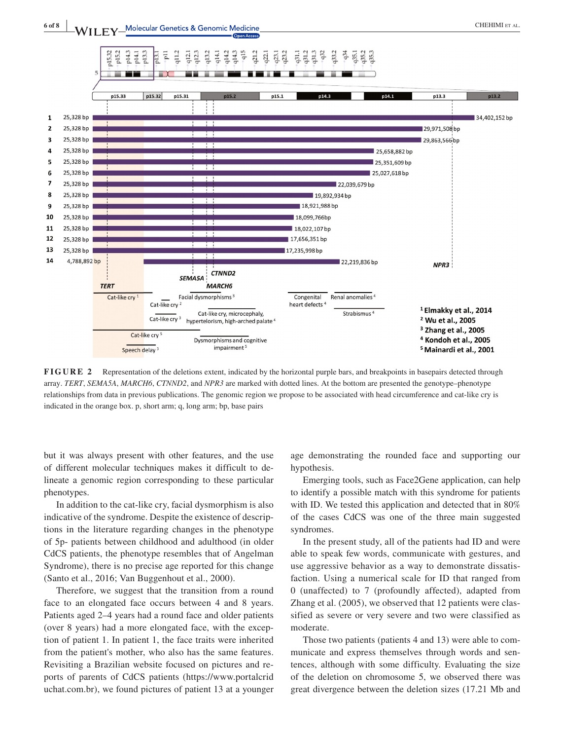**FIGURE 2** Representation of the deletions extent, indicated by the horizontal purple bars, and breakpoints in basepairs detected through array. *TERT*, *SEMA5A*, *MARCH6*, *CTNND2*, and *NPR3* are marked with dotted lines. At the bottom are presented the genotype–phenotype relationships from data in previous publications. The genomic region we propose to be associated with head circumference and cat-like cry is indicated in the orange box. p, short arm; q, long arm; bp, base pairs

but it was always present with other features, and the use of different molecular techniques makes it difficult to delineate a genomic region corresponding to these particular phenotypes.

In addition to the cat-like cry, facial dysmorphism is also indicative of the syndrome. Despite the existence of descriptions in the literature regarding changes in the phenotype of 5p- patients between childhood and adulthood (in older CdCS patients, the phenotype resembles that of Angelman Syndrome), there is no precise age reported for this change (Santo et al., 2016; Van Buggenhout et al., 2000).

Therefore, we suggest that the transition from a round face to an elongated face occurs between 4 and 8 years. Patients aged 2–4 years had a round face and older patients (over 8 years) had a more elongated face, with the exception of patient 1. In patient 1, the face traits were inherited from the patient's mother, who also has the same features. Revisiting a Brazilian website focused on pictures and reports of parents of CdCS patients (https://www.portalcriduchat.com.br), we found pictures of patient 13 at a younger age demonstrating the rounded face and supporting our hypothesis.

Emerging tools, such as Face2Gene application, can help to identify a possible match with this syndrome for patients with ID. We tested this application and detected that in 80% of the cases CdCS was one of the three main suggested syndromes.

In the present study, all of the patients had ID and were able to speak few words, communicate with gestures, and use aggressive behavior as a way to demonstrate dissatisfaction. Using a numerical scale for ID that ranged from 0 (unaffected) to 7 (profoundly affected), adapted from Zhang et al. (2005), we observed that 12 patients were classified as severe or very severe and two were classified as moderate.

Those two patients (patients 4 and 13) were able to communicate and express themselves through words and sentences, although with some difficulty. Evaluating the size of the deletion on chromosome 5, we observed there was great divergence between the deletion sizes (17.21 Mb and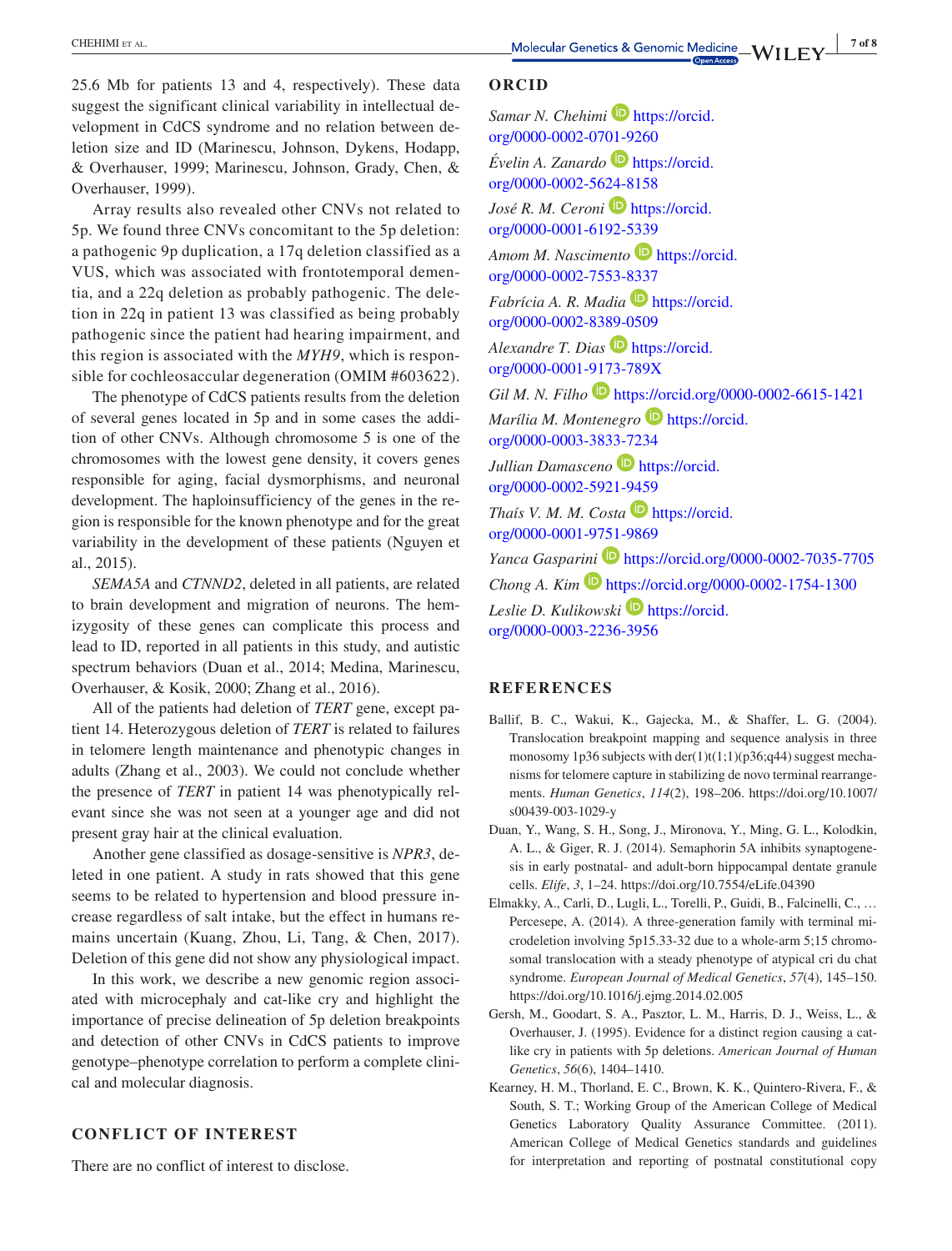25.6 Mb for patients 13 and 4, respectively). These data suggest the significant clinical variability in intellectual development in CdCS syndrome and no relation between deletion size and ID (Marinescu, Johnson, Dykens, Hodapp, & Overhauser, 1999; Marinescu, Johnson, Grady, Chen, & Overhauser, 1999).

Array results also revealed other CNVs not related to 5p. We found three CNVs concomitant to the 5p deletion: a pathogenic 9p duplication, a 17q deletion classified as a VUS, which was associated with frontotemporal dementia, and a 22q deletion as probably pathogenic. The deletion in 22q in patient 13 was classified as being probably pathogenic since the patient had hearing impairment, and this region is associated with the *MYH9*, which is responsible for cochleosaccular degeneration (OMIM #603622).

The phenotype of CdCS patients results from the deletion of several genes located in 5p and in some cases the addition of other CNVs. Although chromosome 5 is one of the chromosomes with the lowest gene density, it covers genes responsible for aging, facial dysmorphisms, and neuronal development. The haploinsufficiency of the genes in the region is responsible for the known phenotype and for the great variability in the development of these patients (Nguyen et al., 2015).

*SEMA5A* and *CTNND2*, deleted in all patients, are related to brain development and migration of neurons. The hemizygosity of these genes can complicate this process and lead to ID, reported in all patients in this study, and autistic spectrum behaviors (Duan et al., 2014; Medina, Marinescu, Overhauser, & Kosik, 2000; Zhang et al., 2016).

All of the patients had deletion of *TERT* gene, except patient 14. Heterozygous deletion of *TERT* is related to failures in telomere length maintenance and phenotypic changes in adults (Zhang et al., 2003). We could not conclude whether the presence of *TERT* in patient 14 was phenotypically relevant since she was not seen at a younger age and did not present gray hair at the clinical evaluation.

Another gene classified as dosage-sensitive is *NPR3*, deleted in one patient. A study in rats showed that this gene seems to be related to hypertension and blood pressure increase regardless of salt intake, but the effect in humans remains uncertain (Kuang, Zhou, Li, Tang, & Chen, 2017). Deletion of this gene did not show any physiological impact.

In this work, we describe a new genomic region associated with microcephaly and cat-like cry and highlight the importance of precise delineation of 5p deletion breakpoints and detection of other CNVs in CdCS patients to improve genotype–phenotype correlation to perform a complete clinical and molecular diagnosis.

## CONFLICT OF INTEREST

There are no conflict of interest to disclose.

## ORCID

*Samar N. Chehimi* https://orcid.org/0000-0002-0701-9260
*Évelin A. Zanardo* https://orcid.org/0000-0002-5624-8158
*José R. M. Ceroni* https://orcid.org/0000-0001-6192-5339
*Amom M. Nascimento* https://orcid.org/0000-0002-7553-8337
*Fabrícia A. R. Madia* https://orcid.org/0000-0002-8389-0509
*Alexandre T. Dias* https://orcid.org/0000-0001-9173-789X
*Gil M. N. Filho* https://orcid.org/0000-0002-6615-1421
*Marília M. Montenegro* https://orcid.org/0000-0003-3833-7234
*Jullian Damasceno* https://orcid.org/0000-0002-5921-9459
*Thaís V. M. M. Costa* https://orcid.org/0000-0001-9751-9869
*Yanca Gasparini* https://orcid.org/0000-0002-7035-7705
*Chong A. Kim* https://orcid.org/0000-0002-1754-1300
*Leslie D. Kulikowski* https://orcid.org/0000-0003-2236-3956

## REFERENCES

Ballif, B. C., Wakui, K., Gajecka, M., & Shaffer, L. G. (2004). Translocation breakpoint mapping and sequence analysis in three monosomy 1p36 subjects with der(1)t(1;1)(p36;q44) suggest mechanisms for telomere capture in stabilizing de novo terminal rearrangements. *Human Genetics*, *114*(2), 198–206. https://doi.org/10.1007/s00439-003-1029-y

Duan, Y., Wang, S. H., Song, J., Mironova, Y., Ming, G. L., Kolodkin, A. L., & Giger, R. J. (2014). Semaphorin 5A inhibits synaptogenesis in early postnatal- and adult-born hippocampal dentate granule cells. *Elife*, *3*, 1–24. https://doi.org/10.7554/eLife.04390

Elmakky, A., Carli, D., Lugli, L., Torelli, P., Guidi, B., Falcinelli, C., … Percesepe, A. (2014). A three-generation family with terminal microdeletion involving 5p15.33-32 due to a whole-arm 5;15 chromosomal translocation with a steady phenotype of atypical cri du chat syndrome. *European Journal of Medical Genetics*, *57*(4), 145–150. https://doi.org/10.1016/j.ejmg.2014.02.005

Gersh, M., Goodart, S. A., Pasztor, L. M., Harris, D. J., Weiss, L., & Overhauser, J. (1995). Evidence for a distinct region causing a cat-like cry in patients with 5p deletions. *American Journal of Human Genetics*, *56*(6), 1404–1410.

Kearney, H. M., Thorland, E. C., Brown, K. K., Quintero-Rivera, F., & South, S. T.; Working Group of the American College of Medical Genetics Laboratory Quality Assurance Committee. (2011). American College of Medical Genetics standards and guidelines for interpretation and reporting of postnatal constitutional copy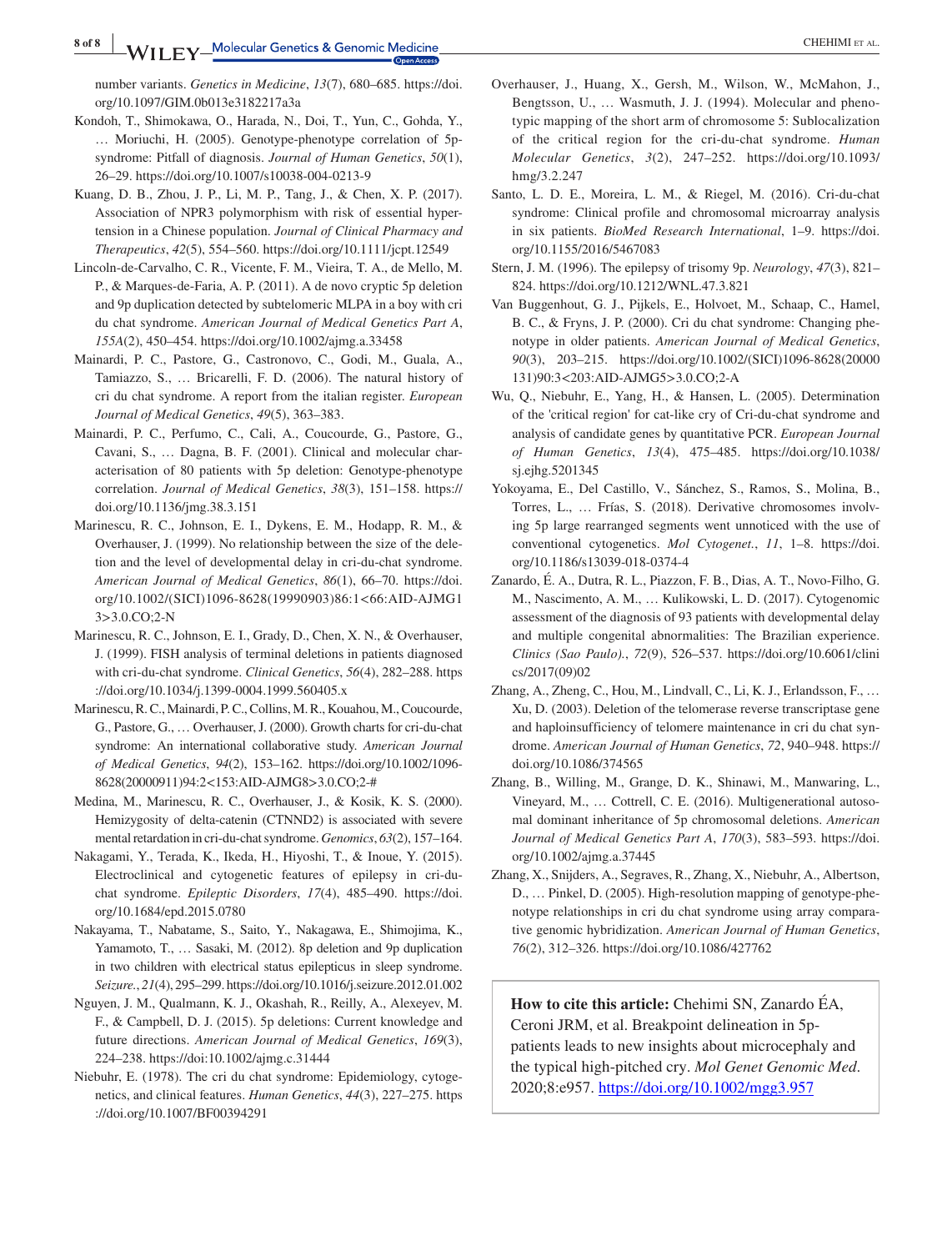number variants. *Genetics in Medicine*, *13*(7), 680–685. https://doi.org/10.1097/GIM.0b013e3182217a3a

Kondoh, T., Shimokawa, O., Harada, N., Doi, T., Yun, C., Gohda, Y., … Moriuchi, H. (2005). Genotype-phenotype correlation of 5p-syndrome: Pitfall of diagnosis. *Journal of Human Genetics*, *50*(1), 26–29. https://doi.org/10.1007/s10038-004-0213-9

Kuang, D. B., Zhou, J. P., Li, M. P., Tang, J., & Chen, X. P. (2017). Association of NPR3 polymorphism with risk of essential hypertension in a Chinese population. *Journal of Clinical Pharmacy and Therapeutics*, *42*(5), 554–560. https://doi.org/10.1111/jcpt.12549

Lincoln-de-Carvalho, C. R., Vicente, F. M., Vieira, T. A., de Mello, M. P., & Marques-de-Faria, A. P. (2011). A de novo cryptic 5p deletion and 9p duplication detected by subtelomeric MLPA in a boy with cri du chat syndrome. *American Journal of Medical Genetics Part A*, *155A*(2), 450–454. https://doi.org/10.1002/ajmg.a.33458

Mainardi, P. C., Pastore, G., Castronovo, C., Godi, M., Guala, A., Tamiazzo, S., … Bricarelli, F. D. (2006). The natural history of cri du chat syndrome. A report from the italian register. *European Journal of Medical Genetics*, *49*(5), 363–383.

Mainardi, P. C., Perfumo, C., Cali, A., Coucourde, G., Pastore, G., Cavani, S., … Dagna, B. F. (2001). Clinical and molecular characterisation of 80 patients with 5p deletion: Genotype-phenotype correlation. *Journal of Medical Genetics*, *38*(3), 151–158. https://doi.org/10.1136/jmg.38.3.151

Marinescu, R. C., Johnson, E. I., Dykens, E. M., Hodapp, R. M., & Overhauser, J. (1999). No relationship between the size of the deletion and the level of developmental delay in cri-du-chat syndrome. *American Journal of Medical Genetics*, *86*(1), 66–70. https://doi.org/10.1002/(SICI)1096-8628(19990903)86:1<66:AID-AJMG13>3.0.CO;2-N

Marinescu, R. C., Johnson, E. I., Grady, D., Chen, X. N., & Overhauser, J. (1999). FISH analysis of terminal deletions in patients diagnosed with cri-du-chat syndrome. *Clinical Genetics*, *56*(4), 282–288. https://doi.org/10.1034/j.1399-0004.1999.560405.x

Marinescu, R. C., Mainardi, P. C., Collins, M. R., Kouahou, M., Coucourde, G., Pastore, G., … Overhauser, J. (2000). Growth charts for cri-du-chat syndrome: An international collaborative study. *American Journal of Medical Genetics*, *94*(2), 153–162. https://doi.org/10.1002/1096-8628(20000911)94:2<153:AID-AJMG8>3.0.CO;2-#

Medina, M., Marinescu, R. C., Overhauser, J., & Kosik, K. S. (2000). Hemizygosity of delta-catenin (CTNND2) is associated with severe mental retardation in cri-du-chat syndrome. *Genomics*, *63*(2), 157–164.

Nakagami, Y., Terada, K., Ikeda, H., Hiyoshi, T., & Inoue, Y. (2015). Electroclinical and cytogenetic features of epilepsy in cri-du-chat syndrome. *Epileptic Disorders*, *17*(4), 485–490. https://doi.org/10.1684/epd.2015.0780

Nakayama, T., Nabatame, S., Saito, Y., Nakagawa, E., Shimojima, K., Yamamoto, T., … Sasaki, M. (2012). 8p deletion and 9p duplication in two children with electrical status epilepticus in sleep syndrome. *Seizure.*, *21*(4), 295–299. https://doi.org/10.1016/j.seizure.2012.01.002

Nguyen, J. M., Qualmann, K. J., Okashah, R., Reilly, A., Alexeyev, M. F., & Campbell, D. J. (2015). 5p deletions: Current knowledge and future directions. *American Journal of Medical Genetics*, *169*(3), 224–238. https://doi:10.1002/ajmg.c.31444

Niebuhr, E. (1978). The cri du chat syndrome: Epidemiology, cytogenetics, and clinical features. *Human Genetics*, *44*(3), 227–275. https://doi.org/10.1007/BF00394291

Overhauser, J., Huang, X., Gersh, M., Wilson, W., McMahon, J., Bengtsson, U., … Wasmuth, J. J. (1994). Molecular and phenotypic mapping of the short arm of chromosome 5: Sublocalization of the critical region for the cri-du-chat syndrome. *Human Molecular Genetics*, *3*(2), 247–252. https://doi.org/10.1093/hmg/3.2.247

Santo, L. D. E., Moreira, L. M., & Riegel, M. (2016). Cri-du-chat syndrome: Clinical profile and chromosomal microarray analysis in six patients. *BioMed Research International*, 1–9. https://doi.org/10.1155/2016/5467083

Stern, J. M. (1996). The epilepsy of trisomy 9p. *Neurology*, *47*(3), 821–824. https://doi.org/10.1212/WNL.47.3.821

Van Buggenhout, G. J., Pijkels, E., Holvoet, M., Schaap, C., Hamel, B. C., & Fryns, J. P. (2000). Cri du chat syndrome: Changing phenotype in older patients. *American Journal of Medical Genetics*, *90*(3), 203–215. https://doi.org/10.1002/(SICI)1096-8628(20000131)90:3<203:AID-AJMG5>3.0.CO;2-A

Wu, Q., Niebuhr, E., Yang, H., & Hansen, L. (2005). Determination of the 'critical region' for cat-like cry of Cri-du-chat syndrome and analysis of candidate genes by quantitative PCR. *European Journal of Human Genetics*, *13*(4), 475–485. https://doi.org/10.1038/sj.ejhg.5201345

Yokoyama, E., Del Castillo, V., Sánchez, S., Ramos, S., Molina, B., Torres, L., … Frías, S. (2018). Derivative chromosomes involving 5p large rearranged segments went unnoticed with the use of conventional cytogenetics. *Mol Cytogenet.*, *11*, 1–8. https://doi.org/10.1186/s13039-018-0374-4

Zanardo, É. A., Dutra, R. L., Piazzon, F. B., Dias, A. T., Novo-Filho, G. M., Nascimento, A. M., … Kulikowski, L. D. (2017). Cytogenomic assessment of the diagnosis of 93 patients with developmental delay and multiple congenital abnormalities: The Brazilian experience. *Clinics (Sao Paulo).*, *72*(9), 526–537. https://doi.org/10.6061/clinics/2017(09)02

Zhang, A., Zheng, C., Hou, M., Lindvall, C., Li, K. J., Erlandsson, F., … Xu, D. (2003). Deletion of the telomerase reverse transcriptase gene and haploinsufficiency of telomere maintenance in cri du chat syndrome. *American Journal of Human Genetics*, *72*, 940–948. https://doi.org/10.1086/374565

Zhang, B., Willing, M., Grange, D. K., Shinawi, M., Manwaring, L., Vineyard, M., … Cottrell, C. E. (2016). Multigenerational autosomal dominant inheritance of 5p chromosomal deletions. *American Journal of Medical Genetics Part A*, *170*(3), 583–593. https://doi.org/10.1002/ajmg.a.37445

Zhang, X., Snijders, A., Segraves, R., Zhang, X., Niebuhr, A., Albertson, D., … Pinkel, D. (2005). High-resolution mapping of genotype-phenotype relationships in cri du chat syndrome using array comparative genomic hybridization. *American Journal of Human Genetics*, *76*(2), 312–326. https://doi.org/10.1086/427762

**How to cite this article:** Chehimi SN, Zanardo ÉA, Ceroni JRM, et al. Breakpoint delineation in 5p-patients leads to new insights about microcephaly and the typical high-pitched cry. *Mol Genet Genomic Med*. 2020;8:e957. https://doi.org/10.1002/mgg3.957